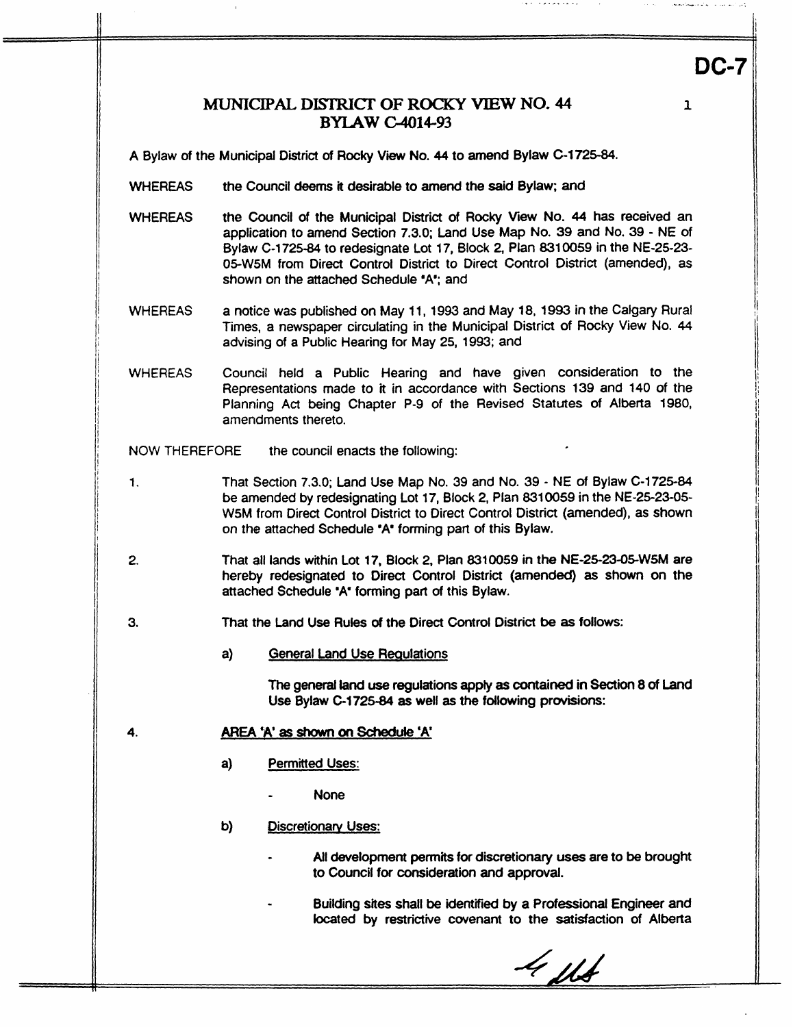**DC-7**

# MUNICIPAL DISTRICT OF ROCKY VIEW NO. 44
## BYLAW C-4014-93

A Bylaw of the Municipal District of Rocky View No. 44 to amend Bylaw C-1725-84.

WHEREAS the Council deems it desirable to amend the said Bylaw; and

WHEREAS the Council of the Municipal District of Rocky View No. 44 has received an application to amend Section 7.3.0; Land Use Map No. 39 and No. 39 - NE of Bylaw C-1725-84 to redesignate Lot 17, Block 2, Plan 8310059 in the NE-25-23-05-W5M from Direct Control District to Direct Control District (amended), as shown on the attached Schedule 'A'; and

WHEREAS a notice was published on May 11, 1993 and May 18, 1993 in the Calgary Rural Times, a newspaper circulating in the Municipal District of Rocky View No. 44 advising of a Public Hearing for May 25, 1993; and

WHEREAS Council held a Public Hearing and have given consideration to the Representations made to it in accordance with Sections 139 and 140 of the Planning Act being Chapter P-9 of the Revised Statutes of Alberta 1980, amendments thereto.

NOW THEREFORE the council enacts the following:

1. That Section 7.3.0; Land Use Map No. 39 and No. 39 - NE of Bylaw C-1725-84 be amended by redesignating Lot 17, Block 2, Plan 8310059 in the NE-25-23-05-W5M from Direct Control District to Direct Control District (amended), as shown on the attached Schedule 'A' forming part of this Bylaw.

2. That all lands within Lot 17, Block 2, Plan 8310059 in the NE-25-23-05-W5M are hereby redesignated to Direct Control District (amended) as shown on the attached Schedule 'A' forming part of this Bylaw.

3. That the Land Use Rules of the Direct Control District be as follows:

   a) <u>General Land Use Regulations</u>

      The general land use regulations apply as contained in Section 8 of Land Use Bylaw C-1725-84 as well as the following provisions:

4. <u>AREA 'A' as shown on Schedule 'A'</u>

   a) <u>Permitted Uses:</u>

      - None

   b) <u>Discretionary Uses:</u>

      - All development permits for discretionary uses are to be brought to Council for consideration and approval.

      - Building sites shall be identified by a Professional Engineer and located by restrictive covenant to the satisfaction of Alberta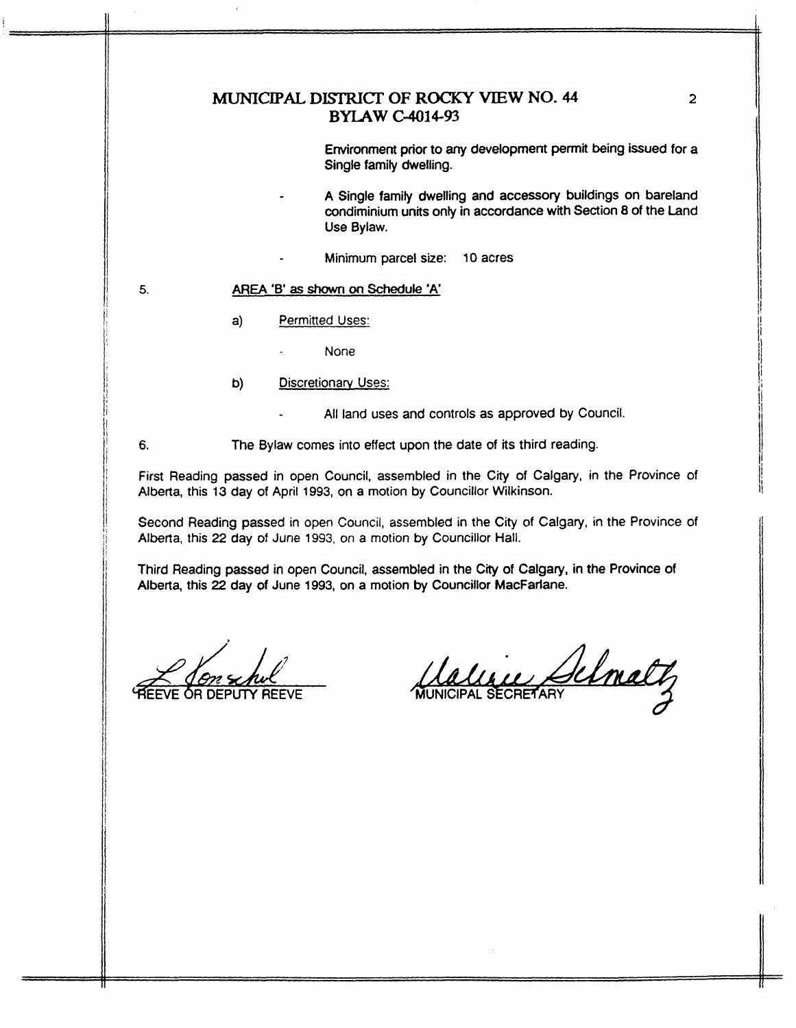# MUNICIPAL DISTRICT OF ROCKY VIEW NO. 44
# BYLAW C-4014-93

Environment prior to any development permit being issued for a Single family dwelling.

- A Single family dwelling and accessory buildings on bareland condiminium units only in accordance with Section 8 of the Land Use Bylaw.

- Minimum parcel size: 10 acres

5. AREA 'B' as shown on Schedule 'A'

   a) Permitted Uses:

      - None

   b) Discretionary Uses:

      - All land uses and controls as approved by Council.

6. The Bylaw comes into effect upon the date of its third reading.

First Reading passed in open Council, assembled in the City of Calgary, in the Province of Alberta, this 13 day of April 1993, on a motion by Councillor Wilkinson.

Second Reading passed in open Council, assembled in the City of Calgary, in the Province of Alberta, this 22 day of June 1993, on a motion by Councillor Hall.

Third Reading passed in open Council, assembled in the City of Calgary, in the Province of Alberta, this 22 day of June 1993, on a motion by Councillor MacFarlane.

L. Konschuk
REEVE OR DEPUTY REEVE

Valerie Schmaltz
MUNICIPAL SECRETARY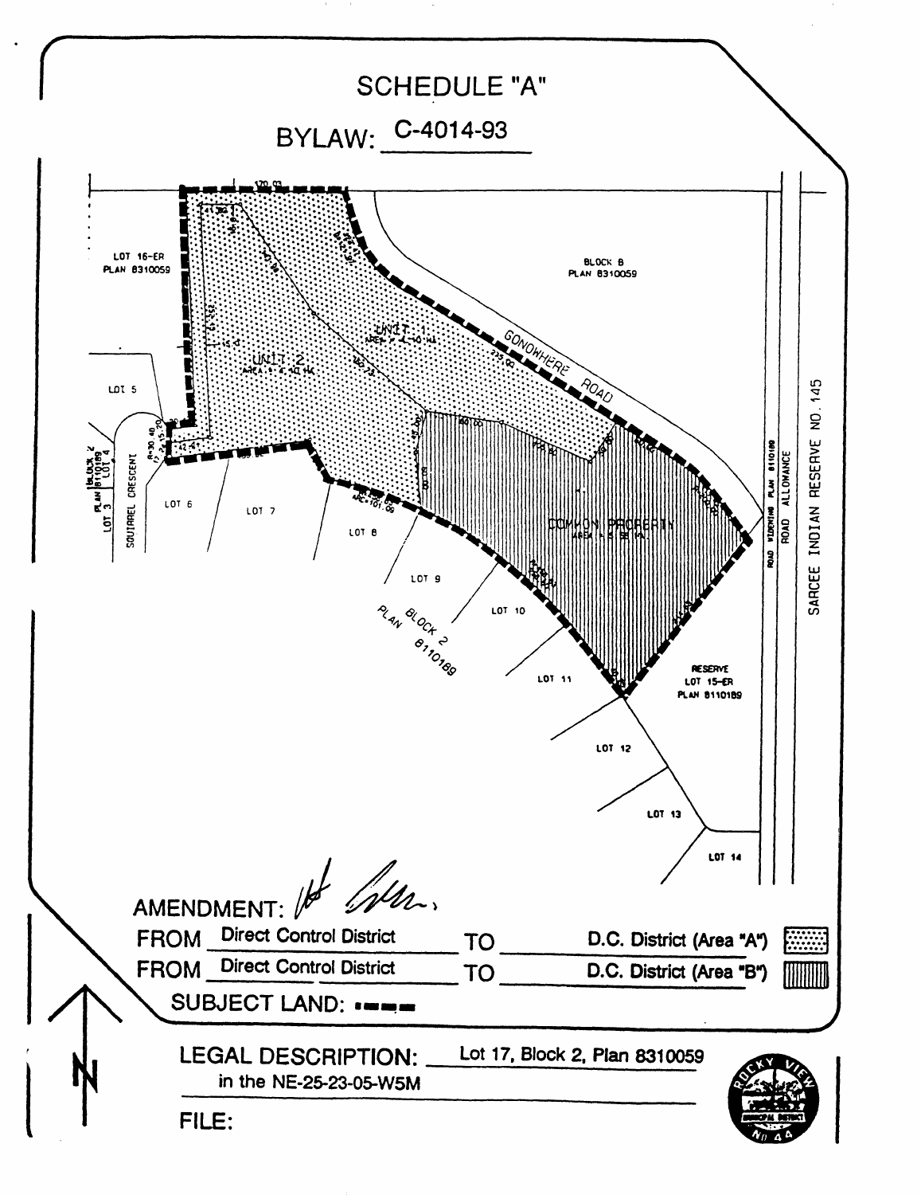# SCHEDULE "A"

## BYLAW: C-4014-93

LOT 16-ER
PLAN 8310059

BLOCK 8
PLAN 8310059

UNIT 1

UNIT 2

GONOWHERE ROAD

COMMON PROPERTY

LOT 5

SQUIRREL CRESCENT

LOT 3 PLAN 8110189 BLOCK 2 LOT 4

LOT 6

LOT 7

LOT 8

LOT 9

LOT 10

LOT 11

LOT 12

LOT 13

LOT 14

BLOCK 2 PLAN 8110189

RESERVE
LOT 15-ER
PLAN 8110189

ROAD WIDENING PLAN 8110189

ROAD ALLOWANCE

SARCEE INDIAN RESERVE NO. 145

AMENDMENT:

FROM Direct Control District TO D.C. District (Area "A")

FROM Direct Control District TO D.C. District (Area "B")

SUBJECT LAND:

LEGAL DESCRIPTION: Lot 17, Block 2, Plan 8310059
in the NE-25-23-05-W5M

FILE: